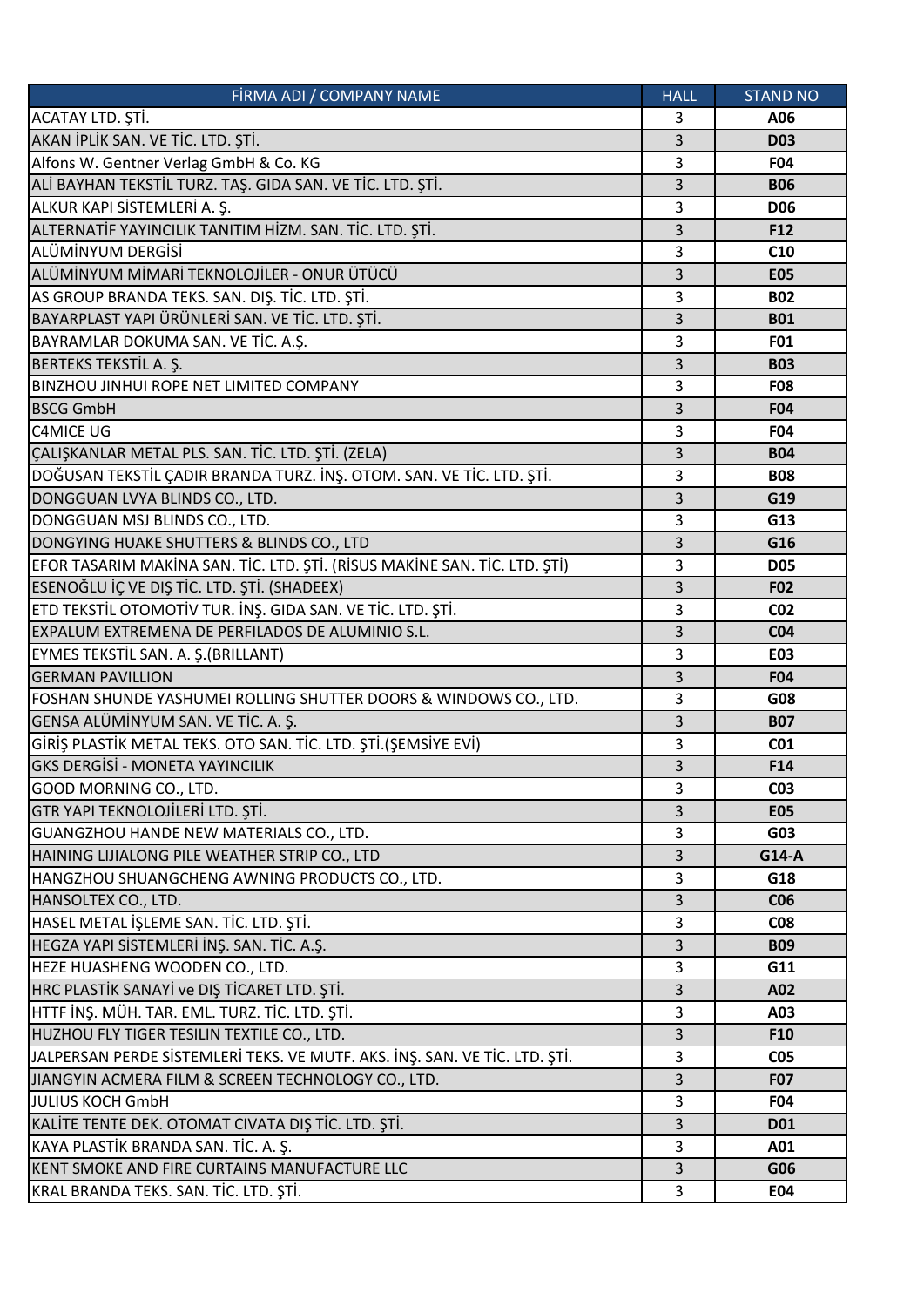| FİRMA ADI / COMPANY NAME | HALL | STAND NO |
|---|---|---|
| ACATAY LTD. ŞTİ. | 3 | A06 |
| AKAN İPLİK SAN. VE TİC. LTD. ŞTİ. | 3 | D03 |
| Alfons W. Gentner Verlag GmbH & Co. KG | 3 | F04 |
| ALİ BAYHAN TEKSTİL TURZ. TAŞ. GIDA SAN. VE TİC. LTD. ŞTİ. | 3 | B06 |
| ALKUR KAPI SİSTEMLERİ A. Ş. | 3 | D06 |
| ALTERNATİF YAYINCILIK TANITIM HİZM. SAN. TİC. LTD. ŞTİ. | 3 | F12 |
| ALÜMİNYUM DERGİSİ | 3 | C10 |
| ALÜMİNYUM MİMARİ TEKNOLOJİLER - ONUR ÜTÜCÜ | 3 | E05 |
| AS GROUP BRANDA TEKS. SAN. DIŞ. TİC. LTD. ŞTİ. | 3 | B02 |
| BAYARPLAST YAPI ÜRÜNLERİ SAN. VE TİC. LTD. ŞTİ. | 3 | B01 |
| BAYRAMLAR DOKUMA SAN. VE TİC. A.Ş. | 3 | F01 |
| BERTEKS TEKSTİL A. Ş. | 3 | B03 |
| BINZHOU JINHUI ROPE NET LIMITED COMPANY | 3 | F08 |
| BSCG GmbH | 3 | F04 |
| C4MICE UG | 3 | F04 |
| ÇALIŞKANLAR METAL PLS. SAN. TİC. LTD. ŞTİ. (ZELA) | 3 | B04 |
| DOĞUSAN TEKSTİL ÇADIR BRANDA TURZ. İNŞ. OTOM. SAN. VE TİC. LTD. ŞTİ. | 3 | B08 |
| DONGGUAN LVYA BLINDS CO., LTD. | 3 | G19 |
| DONGGUAN MSJ BLINDS CO., LTD. | 3 | G13 |
| DONGYING HUAKE SHUTTERS & BLINDS CO., LTD | 3 | G16 |
| EFOR TASARIM MAKİNA SAN. TİC. LTD. ŞTİ. (RİSUS MAKİNE SAN. TİC. LTD. ŞTİ) | 3 | D05 |
| ESENOĞLU İÇ VE DIŞ TİC. LTD. ŞTİ. (SHADEEX) | 3 | F02 |
| ETD TEKSTİL OTOMOTİV TUR. İNŞ. GIDA SAN. VE TİC. LTD. ŞTİ. | 3 | C02 |
| EXPALUM EXTREMENA DE PERFILADOS DE ALUMINIO S.L. | 3 | C04 |
| EYMES TEKSTİL SAN. A. Ş.(BRILLANT) | 3 | E03 |
| GERMAN PAVILLION | 3 | F04 |
| FOSHAN SHUNDE YASHUMEI ROLLING SHUTTER DOORS & WINDOWS CO., LTD. | 3 | G08 |
| GENSA ALÜMİNYUM SAN. VE TİC. A. Ş. | 3 | B07 |
| GİRİŞ PLASTİK METAL TEKS. OTO SAN. TİC. LTD. ŞTİ.(ŞEMSİYE EVİ) | 3 | C01 |
| GKS DERGİSİ - MONETA YAYINCILIK | 3 | F14 |
| GOOD MORNING CO., LTD. | 3 | C03 |
| GTR YAPI TEKNOLOJİLERİ LTD. ŞTİ. | 3 | E05 |
| GUANGZHOU HANDE NEW MATERIALS CO., LTD. | 3 | G03 |
| HAINING LIJIALONG PILE WEATHER STRIP CO., LTD | 3 | G14-A |
| HANGZHOU SHUANGCHENG AWNING PRODUCTS CO., LTD. | 3 | G18 |
| HANSOLTEX CO., LTD. | 3 | C06 |
| HASEL METAL İŞLEME SAN. TİC. LTD. ŞTİ. | 3 | C08 |
| HEGZA YAPI SİSTEMLERİ İNŞ. SAN. TİC. A.Ş. | 3 | B09 |
| HEZE HUASHENG WOODEN CO., LTD. | 3 | G11 |
| HRC PLASTİK SANAYİ ve DIŞ TİCARET LTD. ŞTİ. | 3 | A02 |
| HTTF İNŞ. MÜH. TAR. EML. TURZ. TİC. LTD. ŞTİ. | 3 | A03 |
| HUZHOU FLY TIGER TESILIN TEXTILE CO., LTD. | 3 | F10 |
| JALPERSAN PERDE SİSTEMLERİ TEKS. VE MUTF. AKS. İNŞ. SAN. VE TİC. LTD. ŞTİ. | 3 | C05 |
| JIANGYIN ACMERA FILM & SCREEN TECHNOLOGY CO., LTD. | 3 | F07 |
| JULIUS KOCH GmbH | 3 | F04 |
| KALİTE TENTE DEK. OTOMAT CIVATA DIŞ TİC. LTD. ŞTİ. | 3 | D01 |
| KAYA PLASTİK BRANDA SAN. TİC. A. Ş. | 3 | A01 |
| KENT SMOKE AND FIRE CURTAINS MANUFACTURE LLC | 3 | G06 |
| KRAL BRANDA TEKS. SAN. TİC. LTD. ŞTİ. | 3 | E04 |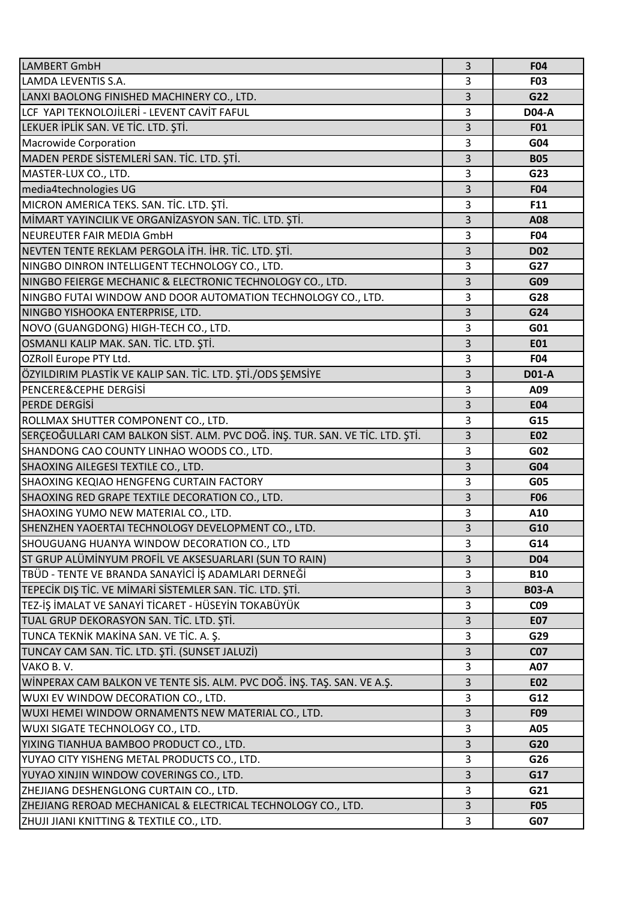| | | |
|---|---|---|
| LAMBERT GmbH | 3 | **F04** |
| LAMDA LEVENTIS S.A. | 3 | **F03** |
| LANXI BAOLONG FINISHED MACHINERY CO., LTD. | 3 | **G22** |
| LCF YAPI TEKNOLOJİLERİ - LEVENT CAVİT FAFUL | 3 | **D04-A** |
| LEKUER İPLİK SAN. VE TİC. LTD. ŞTİ. | 3 | **F01** |
| Macrowide Corporation | 3 | **G04** |
| MADEN PERDE SİSTEMLERİ SAN. TİC. LTD. ŞTİ. | 3 | **B05** |
| MASTER-LUX CO., LTD. | 3 | **G23** |
| media4technologies UG | 3 | **F04** |
| MICRON AMERICA TEKS. SAN. TİC. LTD. ŞTİ. | 3 | **F11** |
| MİMART YAYINCILIK VE ORGANİZASYON SAN. TİC. LTD. ŞTİ. | 3 | **A08** |
| NEUREUTER FAIR MEDIA GmbH | 3 | **F04** |
| NEVTEN TENTE REKLAM PERGOLA İTH. İHR. TİC. LTD. ŞTİ. | 3 | **D02** |
| NINGBO DINRON INTELLIGENT TECHNOLOGY CO., LTD. | 3 | **G27** |
| NINGBO FEIERGE MECHANIC & ELECTRONIC TECHNOLOGY CO., LTD. | 3 | **G09** |
| NINGBO FUTAI WINDOW AND DOOR AUTOMATION TECHNOLOGY CO., LTD. | 3 | **G28** |
| NINGBO YISHOOKA ENTERPRISE, LTD. | 3 | **G24** |
| NOVO (GUANGDONG) HIGH-TECH CO., LTD. | 3 | **G01** |
| OSMANLI KALIP MAK. SAN. TİC. LTD. ŞTİ. | 3 | **E01** |
| OZRoll Europe PTY Ltd. | 3 | **F04** |
| ÖZYILDIRIM PLASTİK VE KALIP SAN. TİC. LTD. ŞTİ./ODS ŞEMSİYE | 3 | **D01-A** |
| PENCERE&CEPHE DERGİSİ | 3 | **A09** |
| PERDE DERGİSİ | 3 | **E04** |
| ROLLMAX SHUTTER COMPONENT CO., LTD. | 3 | **G15** |
| SERÇEOĞULLARI CAM BALKON SİST. ALM. PVC DOĞ. İNŞ. TUR. SAN. VE TİC. LTD. ŞTİ. | 3 | **E02** |
| SHANDONG CAO COUNTY LINHAO WOODS CO., LTD. | 3 | **G02** |
| SHAOXING AILEGESI TEXTILE CO., LTD. | 3 | **G04** |
| SHAOXING KEQIAO HENGFENG CURTAIN FACTORY | 3 | **G05** |
| SHAOXING RED GRAPE TEXTILE DECORATION CO., LTD. | 3 | **F06** |
| SHAOXING YUMO NEW MATERIAL CO., LTD. | 3 | **A10** |
| SHENZHEN YAOERTAI TECHNOLOGY DEVELOPMENT CO., LTD. | 3 | **G10** |
| SHOUGUANG HUANYA WINDOW DECORATION CO., LTD | 3 | **G14** |
| ST GRUP ALÜMİNYUM PROFİL VE AKSESUARLARI (SUN TO RAIN) | 3 | **D04** |
| TBÜD - TENTE VE BRANDA SANAYİCİ İŞ ADAMLARI DERNEĞİ | 3 | **B10** |
| TEPECİK DIŞ TİC. VE MİMARİ SİSTEMLER SAN. TİC. LTD. ŞTİ. | 3 | **B03-A** |
| TEZ-İŞ İMALAT VE SANAYİ TİCARET - HÜSEYİN TOKABÜYÜK | 3 | **C09** |
| TUAL GRUP DEKORASYON SAN. TİC. LTD. ŞTİ. | 3 | **E07** |
| TUNCA TEKNİK MAKİNA SAN. VE TİC. A. Ş. | 3 | **G29** |
| TUNCAY CAM SAN. TİC. LTD. ŞTİ. (SUNSET JALUZİ) | 3 | **C07** |
| VAKO B. V. | 3 | **A07** |
| WİNPERAX CAM BALKON VE TENTE SİS. ALM. PVC DOĞ. İNŞ. TAŞ. SAN. VE A.Ş. | 3 | **E02** |
| WUXI EV WINDOW DECORATION CO., LTD. | 3 | **G12** |
| WUXI HEMEI WINDOW ORNAMENTS NEW MATERIAL CO., LTD. | 3 | **F09** |
| WUXI SIGATE TECHNOLOGY CO., LTD. | 3 | **A05** |
| YIXING TIANHUA BAMBOO PRODUCT CO., LTD. | 3 | **G20** |
| YUYAO CITY YISHENG METAL PRODUCTS CO., LTD. | 3 | **G26** |
| YUYAO XINJIN WINDOW COVERINGS CO., LTD. | 3 | **G17** |
| ZHEJIANG DESHENGLONG CURTAIN CO., LTD. | 3 | **G21** |
| ZHEJIANG REROAD MECHANICAL & ELECTRICAL TECHNOLOGY CO., LTD. | 3 | **F05** |
| ZHUJI JIANI KNITTING & TEXTILE CO., LTD. | 3 | **G07** |